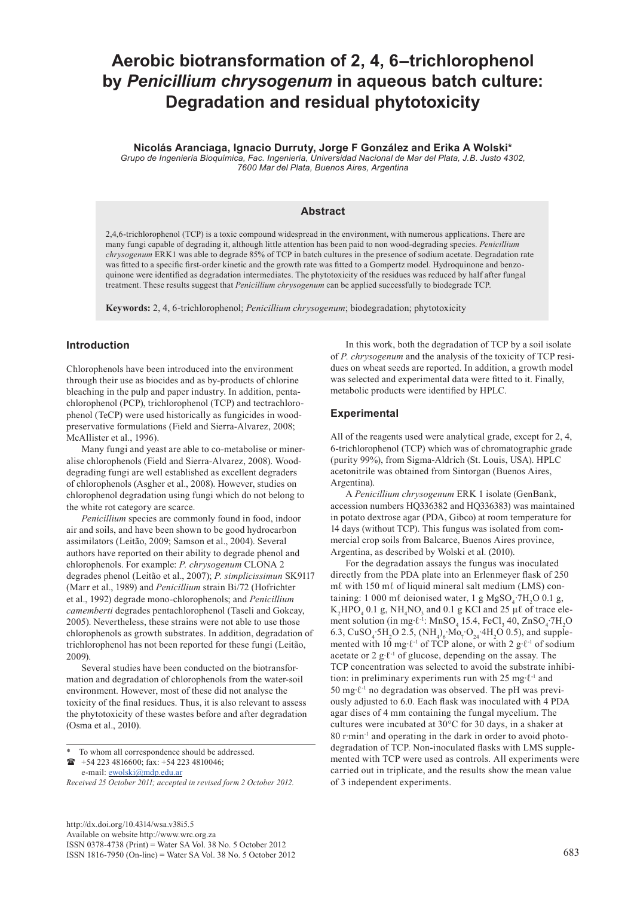# Aerobic biotransformation of 2, 4, 6–trichlorophenol by *Penicillium chrysogenum* in aqueous batch culture: Degradation and residual phytotoxicity

**Nicolás Aranciaga, Ignacio Durruty, Jorge F González and Erika A Wolski***

*Grupo de Ingeniería Bioquímica, Fac. Ingeniería, Universidad Nacional de Mar del Plata, J.B. Justo 4302, 7600 Mar del Plata, Buenos Aires, Argentina*

## Abstract

2,4,6-trichlorophenol (TCP) is a toxic compound widespread in the environment, with numerous applications. There are many fungi capable of degrading it, although little attention has been paid to non wood-degrading species. *Penicillium chrysogenum* ERK1 was able to degrade 85% of TCP in batch cultures in the presence of sodium acetate. Degradation rate was fitted to a specific first-order kinetic and the growth rate was fitted to a Gompertz model. Hydroquinone and benzoquinone were identified as degradation intermediates. The phytotoxicity of the residues was reduced by half after fungal treatment. These results suggest that *Penicillium chrysogenum* can be applied successfully to biodegrade TCP.

**Keywords:** 2, 4, 6-trichlorophenol; *Penicillium chrysogenum*; biodegradation; phytotoxicity

## Introduction

Chlorophenols have been introduced into the environment through their use as biocides and as by-products of chlorine bleaching in the pulp and paper industry. In addition, pentachlorophenol (PCP), trichlorophenol (TCP) and tectrachlorophenol (TeCP) were used historically as fungicides in wood-preservative formulations (Field and Sierra-Alvarez, 2008; McAllister et al., 1996).

Many fungi and yeast are able to co-metabolise or mineralise chlorophenols (Field and Sierra-Alvarez, 2008). Wood-degrading fungi are well established as excellent degraders of chlorophenols (Asgher et al., 2008). However, studies on chlorophenol degradation using fungi which do not belong to the white rot category are scarce.

*Penicillium* species are commonly found in food, indoor air and soils, and have been shown to be good hydrocarbon assimilators (Leitão, 2009; Samson et al., 2004). Several authors have reported on their ability to degrade phenol and chlorophenols. For example: *P. chrysogenum* CLONA 2 degrades phenol (Leitão et al., 2007); *P. simplicissimun* SK9117 (Marr et al., 1989) and *Penicillium* strain Bi/72 (Hofrichter et al., 1992) degrade mono-chlorophenols; and *Penicillium camemberti* degrades pentachlorophenol (Taseli and Gokcay, 2005). Nevertheless, these strains were not able to use those chlorophenols as growth substrates. In addition, degradation of trichlorophenol has not been reported for these fungi (Leitão, 2009).

Several studies have been conducted on the biotransformation and degradation of chlorophenols from the water-soil environment. However, most of these did not analyse the toxicity of the final residues. Thus, it is also relevant to assess the phytotoxicity of these wastes before and after degradation (Osma et al., 2010).

\* To whom all correspondence should be addressed.
☎ +54 223 4816600; fax: +54 223 4810046;
e-mail: ewolski@mdp.edu.ar

*Received 25 October 2011; accepted in revised form 2 October 2012.*

In this work, both the degradation of TCP by a soil isolate of *P. chrysogenum* and the analysis of the toxicity of TCP residues on wheat seeds are reported. In addition, a growth model was selected and experimental data were fitted to it. Finally, metabolic products were identified by HPLC.

## Experimental

All of the reagents used were analytical grade, except for 2, 4, 6-trichlorophenol (TCP) which was of chromatographic grade (purity 99%), from Sigma-Aldrich (St. Louis, USA). HPLC acetonitrile was obtained from Sintorgan (Buenos Aires, Argentina).

A *Penicillium chrysogenum* ERK 1 isolate (GenBank, accession numbers HQ336382 and HQ336383) was maintained in potato dextrose agar (PDA, Gibco) at room temperature for 14 days (without TCP). This fungus was isolated from commercial crop soils from Balcarce, Buenos Aires province, Argentina, as described by Wolski et al. (2010).

For the degradation assays the fungus was inoculated directly from the PDA plate into an Erlenmeyer flask of 250 mℓ with 150 mℓ of liquid mineral salt medium (LMS) containing: 1 000 mℓ deionised water, 1 g $MgSO_4 \cdot 7H_2O$ 0.1 g, $K_2HPO_4$ 0.1 g, $NH_4NO_3$ and 0.1 g KCl and 25 µℓ of trace element solution (in mg·ℓ$^{-1}$: $MnSO_4$ 15.4, $FeCl_3$ 40, $ZnSO_4 \cdot 7H_2O$ 6.3, $CuSO_4 \cdot 5H_2O$ 2.5, $(NH_4)_6 \cdot Mo_7 \cdot O_{24} \cdot 4H_2O$ 0.5), and supplemented with 10 mg·ℓ$^{-1}$ of TCP alone, or with 2 g·ℓ$^{-1}$ of sodium acetate or 2 g·ℓ$^{-1}$ of glucose, depending on the assay. The TCP concentration was selected to avoid the substrate inhibition: in preliminary experiments run with 25 mg·ℓ$^{-1}$ and 50 mg·ℓ$^{-1}$ no degradation was observed. The pH was previously adjusted to 6.0. Each flask was inoculated with 4 PDA agar discs of 4 mm containing the fungal mycelium. The cultures were incubated at 30°C for 30 days, in a shaker at 80 r·min$^{-1}$ and operating in the dark in order to avoid photodegradation of TCP. Non-inoculated flasks with LMS supplemented with TCP were used as controls. All experiments were carried out in triplicate, and the results show the mean value of 3 independent experiments.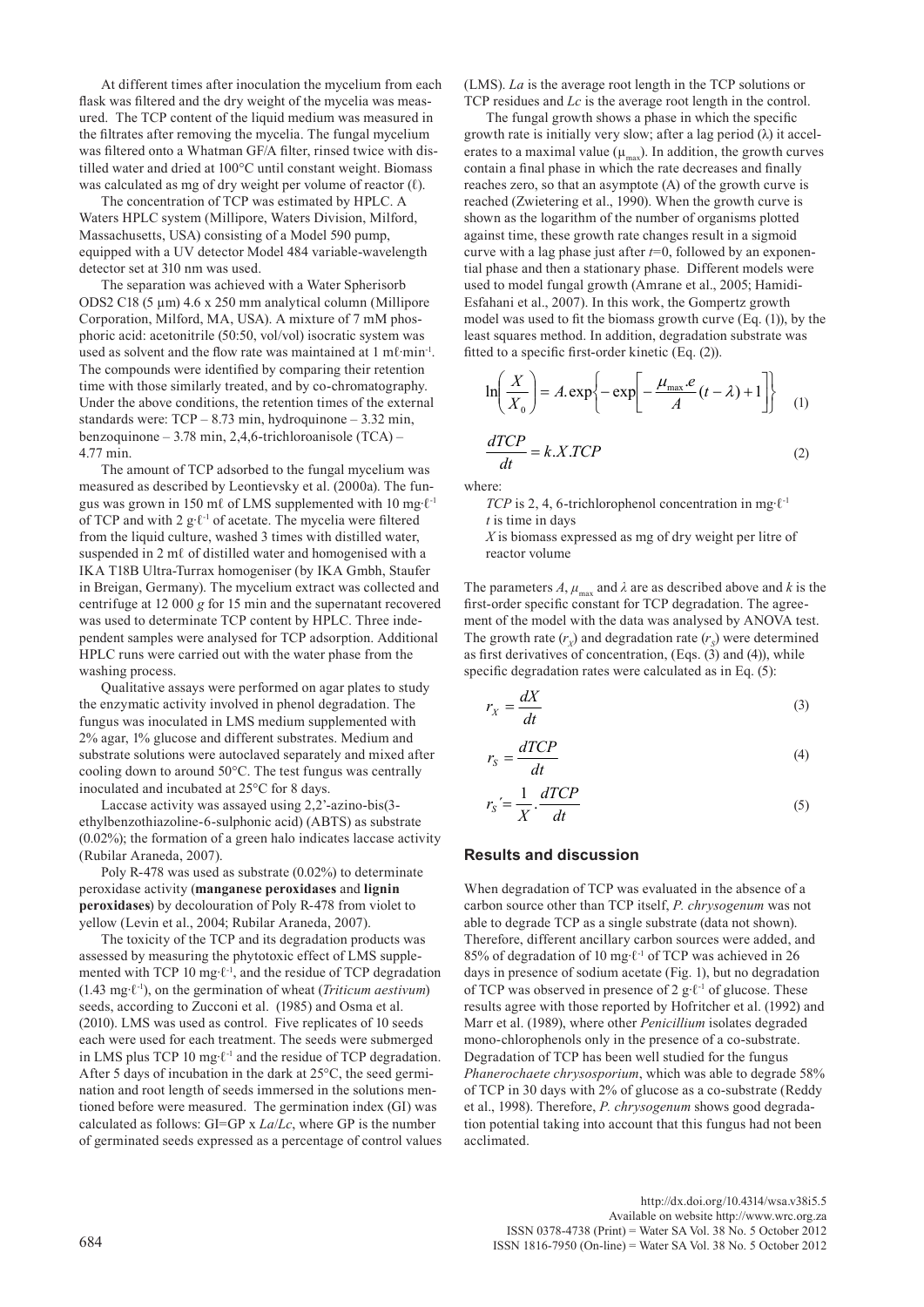At different times after inoculation the mycelium from each flask was filtered and the dry weight of the mycelia was measured. The TCP content of the liquid medium was measured in the filtrates after removing the mycelia. The fungal mycelium was filtered onto a Whatman GF/A filter, rinsed twice with distilled water and dried at 100°C until constant weight. Biomass was calculated as mg of dry weight per volume of reactor (ℓ).

The concentration of TCP was estimated by HPLC. A Waters HPLC system (Millipore, Waters Division, Milford, Massachusetts, USA) consisting of a Model 590 pump, equipped with a UV detector Model 484 variable-wavelength detector set at 310 nm was used.

The separation was achieved with a Water Spherisorb ODS2 C18 (5 µm) 4.6 x 250 mm analytical column (Millipore Corporation, Milford, MA, USA). A mixture of 7 mM phosphoric acid: acetonitrile (50:50, vol/vol) isocratic system was used as solvent and the flow rate was maintained at 1 mℓ·min$^{-1}$. The compounds were identified by comparing their retention time with those similarly treated, and by co-chromatography. Under the above conditions, the retention times of the external standards were: TCP – 8.73 min, hydroquinone – 3.32 min, benzoquinone – 3.78 min, 2,4,6-trichloroanisole (TCA) – 4.77 min.

The amount of TCP adsorbed to the fungal mycelium was measured as described by Leontievsky et al. (2000a). The fungus was grown in 150 mℓ of LMS supplemented with 10 mg·ℓ$^{-1}$ of TCP and with 2 g·ℓ$^{-1}$ of acetate. The mycelia were filtered from the liquid culture, washed 3 times with distilled water, suspended in 2 mℓ of distilled water and homogenised with a IKA T18B Ultra-Turrax homogeniser (by IKA Gmbh, Staufer in Breigan, Germany). The mycelium extract was collected and centrifuge at 12 000 *g* for 15 min and the supernatant recovered was used to determinate TCP content by HPLC. Three independent samples were analysed for TCP adsorption. Additional HPLC runs were carried out with the water phase from the washing process.

Qualitative assays were performed on agar plates to study the enzymatic activity involved in phenol degradation. The fungus was inoculated in LMS medium supplemented with 2% agar, 1% glucose and different substrates. Medium and substrate solutions were autoclaved separately and mixed after cooling down to around 50°C. The test fungus was centrally inoculated and incubated at 25°C for 8 days.

Laccase activity was assayed using 2,2'-azino-bis(3-ethylbenzothiazoline-6-sulphonic acid) (ABTS) as substrate (0.02%); the formation of a green halo indicates laccase activity (Rubilar Araneda, 2007).

Poly R-478 was used as substrate (0.02%) to determinate peroxidase activity (**manganese peroxidases** and **lignin peroxidases**) by decolouration of Poly R-478 from violet to yellow (Levin et al., 2004; Rubilar Araneda, 2007).

The toxicity of the TCP and its degradation products was assessed by measuring the phytotoxic effect of LMS supplemented with TCP 10 mg·ℓ$^{-1}$, and the residue of TCP degradation (1.43 mg·ℓ$^{-1}$), on the germination of wheat (*Triticum aestivum*) seeds, according to Zucconi et al. (1985) and Osma et al. (2010). LMS was used as control. Five replicates of 10 seeds each were used for each treatment. The seeds were submerged in LMS plus TCP 10 mg·ℓ$^{-1}$ and the residue of TCP degradation. After 5 days of incubation in the dark at 25°C, the seed germination and root length of seeds immersed in the solutions mentioned before were measured. The germination index (GI) was calculated as follows: GI=GP x *La*/*Lc*, where GP is the number of germinated seeds expressed as a percentage of control values (LMS). *La* is the average root length in the TCP solutions or TCP residues and *Lc* is the average root length in the control.

The fungal growth shows a phase in which the specific growth rate is initially very slow; after a lag period (λ) it accelerates to a maximal value ($\mu_{max}$). In addition, the growth curves contain a final phase in which the rate decreases and finally reaches zero, so that an asymptote (A) of the growth curve is reached (Zwietering et al., 1990). When the growth curve is shown as the logarithm of the number of organisms plotted against time, these growth rate changes result in a sigmoid curve with a lag phase just after $t$=0, followed by an exponential phase and then a stationary phase. Different models were used to model fungal growth (Amrane et al., 2005; Hamidi-Esfahani et al., 2007). In this work, the Gompertz growth model was used to fit the biomass growth curve (Eq. (1)), by the least squares method. In addition, degradation substrate was fitted to a specific first-order kinetic (Eq. (2)).

$$\ln\left(\frac{X}{X_0}\right) = A.\exp\left\{-\exp\left[-\frac{\mu_{max}.e}{A}(t-\lambda)+1\right]\right\} \quad (1)$$

$$\frac{dTCP}{dt} = k.X.TCP \quad (2)$$

where:

*TCP* is 2, 4, 6-trichlorophenol concentration in mg·ℓ$^{-1}$
*t* is time in days
*X* is biomass expressed as mg of dry weight per litre of reactor volume

The parameters $A$, $\mu_{max}$ and $\lambda$ are as described above and $k$ is the first-order specific constant for TCP degradation. The agreement of the model with the data was analysed by ANOVA test. The growth rate ($r_X$) and degradation rate ($r_S$) were determined as first derivatives of concentration, (Eqs. (3) and (4)), while specific degradation rates were calculated as in Eq. (5):

$$r_X = \frac{dX}{dt} \quad (3)$$

$$r_S = \frac{dTCP}{dt} \quad (4)$$

$$r_S' = \frac{1}{X}.\frac{dTCP}{dt} \quad (5)$$

## Results and discussion

When degradation of TCP was evaluated in the absence of a carbon source other than TCP itself, *P. chrysogenum* was not able to degrade TCP as a single substrate (data not shown). Therefore, different ancillary carbon sources were added, and 85% of degradation of 10 mg·ℓ$^{-1}$ of TCP was achieved in 26 days in presence of sodium acetate (Fig. 1), but no degradation of TCP was observed in presence of 2 g·ℓ$^{-1}$ of glucose. These results agree with those reported by Hofritcher et al. (1992) and Marr et al. (1989), where other *Penicillium* isolates degraded mono-chlorophenols only in the presence of a co-substrate. Degradation of TCP has been well studied for the fungus *Phanerochaete chrysosporium*, which was able to degrade 58% of TCP in 30 days with 2% of glucose as a co-substrate (Reddy et al., 1998). Therefore, *P. chrysogenum* shows good degradation potential taking into account that this fungus had not been acclimated.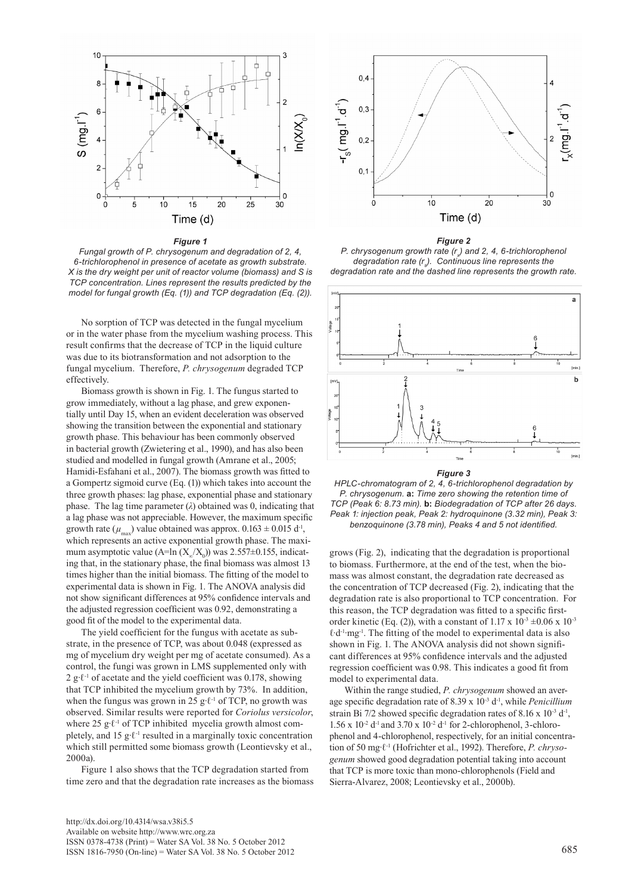***Figure 1***

*Fungal growth of P. chrysogenum and degradation of 2, 4, 6-trichlorophenol in presence of acetate as growth substrate. X is the dry weight per unit of reactor volume (biomass) and S is TCP concentration. Lines represent the results predicted by the model for fungal growth (Eq. (1)) and TCP degradation (Eq. (2)).*

***Figure 2***

*P. chrysogenum growth rate ($r_x$) and 2, 4, 6-trichlorophenol degradation rate ($r_s$). Continuous line represents the degradation rate and the dashed line represents the growth rate.*

***Figure 3***

*HPLC-chromatogram of 2, 4, 6-trichlorophenol degradation by P. chrysogenum.* **a:** *Time zero showing the retention time of TCP (Peak 6: 8.73 min).* **b:** *Biodegradation of TCP after 26 days. Peak 1: injection peak, Peak 2: hydroquinone (3.32 min), Peak 3: benzoquinone (3.78 min), Peaks 4 and 5 not identified.*

No sorption of TCP was detected in the fungal mycelium or in the water phase from the mycelium washing process. This result confirms that the decrease of TCP in the liquid culture was due to its biotransformation and not adsorption to the fungal mycelium. Therefore, *P. chrysogenum* degraded TCP effectively.

Biomass growth is shown in Fig. 1. The fungus started to grow immediately, without a lag phase, and grew exponentially until Day 15, when an evident deceleration was observed showing the transition between the exponential and stationary growth phase. This behaviour has been commonly observed in bacterial growth (Zwietering et al., 1990), and has also been studied and modelled in fungal growth (Amrane et al., 2005; Hamidi-Esfahani et al., 2007). The biomass growth was fitted to a Gompertz sigmoid curve (Eq. (1)) which takes into account the three growth phases: lag phase, exponential phase and stationary phase. The lag time parameter ($\lambda$) obtained was 0, indicating that a lag phase was not appreciable. However, the maximum specific growth rate ($\mu_{max}$) value obtained was approx. $0.163 \pm 0.015$ $d^{-1}$, which represents an active exponential growth phase. The maximum asymptotic value ($A=\ln(X_\infty/X_0)$) was $2.557 \pm 0.155$, indicating that, in the stationary phase, the final biomass was almost 13 times higher than the initial biomass. The fitting of the model to experimental data is shown in Fig. 1. The ANOVA analysis did not show significant differences at 95% confidence intervals and the adjusted regression coefficient was 0.92, demonstrating a good fit of the model to the experimental data.

The yield coefficient for the fungus with acetate as substrate, in the presence of TCP, was about 0.048 (expressed as mg of mycelium dry weight per mg of acetate consumed). As a control, the fungi was grown in LMS supplemented only with 2 $g \cdot \ell^{-1}$ of acetate and the yield coefficient was 0.178, showing that TCP inhibited the mycelium growth by 73%. In addition, when the fungus was grown in 25 $g \cdot \ell^{-1}$ of TCP, no growth was observed. Similar results were reported for *Coriolus versicolor*, where 25 $g \cdot \ell^{-1}$ of TCP inhibited mycelia growth almost completely, and 15 $g \cdot \ell^{-1}$ resulted in a marginally toxic concentration which still permitted some biomass growth (Leontievsky et al., 2000a).

Figure 1 also shows that the TCP degradation started from time zero and that the degradation rate increases as the biomass grows (Fig. 2), indicating that the degradation is proportional to biomass. Furthermore, at the end of the test, when the biomass was almost constant, the degradation rate decreased as the concentration of TCP decreased (Fig. 2), indicating that the degradation rate is also proportional to TCP concentration. For this reason, the TCP degradation was fitted to a specific first-order kinetic (Eq. (2)), with a constant of $1.17 \times 10^{-3} \pm 0.06 \times 10^{-3}$ $\ell \cdot d^{-1} \cdot mg^{-1}$. The fitting of the model to experimental data is also shown in Fig. 1. The ANOVA analysis did not shown significant differences at 95% confidence intervals and the adjusted regression coefficient was 0.98. This indicates a good fit from model to experimental data.

Within the range studied, *P. chrysogenum* showed an average specific degradation rate of $8.39 \times 10^{-3}$ $d^{-1}$, while *Penicillium* strain Bi 7/2 showed specific degradation rates of $8.16 \times 10^{-3}$ $d^{-1}$, $1.56 \times 10^{-2}$ $d^{-1}$ and $3.70 \times 10^{-2}$ $d^{-1}$ for 2-chlorophenol, 3-chlorophenol and 4-chlorophenol, respectively, for an initial concentration of 50 $mg \cdot \ell^{-1}$ (Hofrichter et al., 1992). Therefore, *P. chrysogenum* showed good degradation potential taking into account that TCP is more toxic than mono-chlorophenols (Field and Sierra-Alvarez, 2008; Leontievsky et al., 2000b).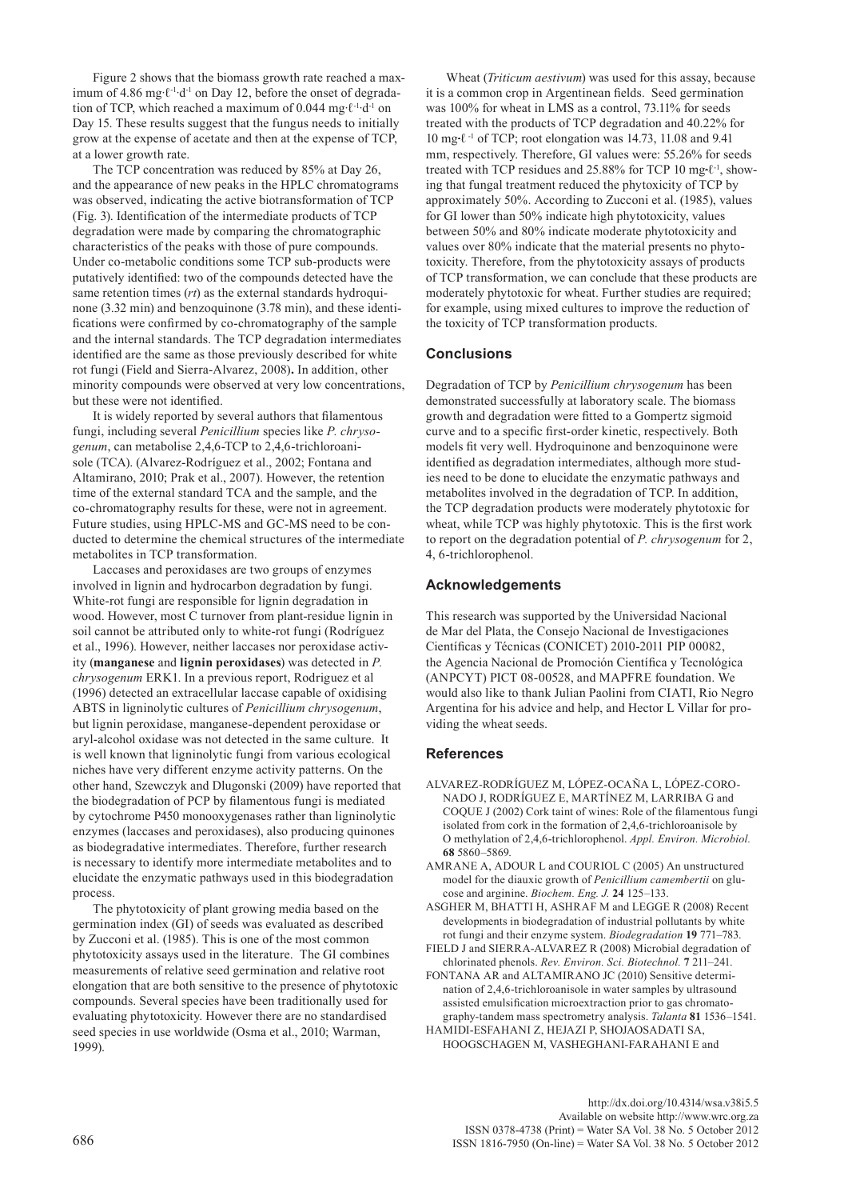Figure 2 shows that the biomass growth rate reached a maximum of 4.86 $mg \cdot \ell^{-1} \cdot d^{-1}$ on Day 12, before the onset of degradation of TCP, which reached a maximum of 0.044 $mg \cdot \ell^{-1} \cdot d^{-1}$ on Day 15. These results suggest that the fungus needs to initially grow at the expense of acetate and then at the expense of TCP, at a lower growth rate.

The TCP concentration was reduced by 85% at Day 26, and the appearance of new peaks in the HPLC chromatograms was observed, indicating the active biotransformation of TCP (Fig. 3). Identification of the intermediate products of TCP degradation were made by comparing the chromatographic characteristics of the peaks with those of pure compounds. Under co-metabolic conditions some TCP sub-products were putatively identified: two of the compounds detected have the same retention times (*rt*) as the external standards hydroquinone (3.32 min) and benzoquinone (3.78 min), and these identifications were confirmed by co-chromatography of the sample and the internal standards. The TCP degradation intermediates identified are the same as those previously described for white rot fungi (Field and Sierra-Alvarez, 2008)**.** In addition, other minority compounds were observed at very low concentrations, but these were not identified.

It is widely reported by several authors that filamentous fungi, including several *Penicillium* species like *P. chrysogenum*, can metabolise 2,4,6-TCP to 2,4,6-trichloroanisole (TCA). (Alvarez-Rodríguez et al., 2002; Fontana and Altamirano, 2010; Prak et al., 2007). However, the retention time of the external standard TCA and the sample, and the co-chromatography results for these, were not in agreement. Future studies, using HPLC-MS and GC-MS need to be conducted to determine the chemical structures of the intermediate metabolites in TCP transformation.

Laccases and peroxidases are two groups of enzymes involved in lignin and hydrocarbon degradation by fungi. White-rot fungi are responsible for lignin degradation in wood. However, most C turnover from plant-residue lignin in soil cannot be attributed only to white-rot fungi (Rodríguez et al., 1996). However, neither laccases nor peroxidase activity (**manganese** and **lignin peroxidases**) was detected in *P. chrysogenum* ERK1. In a previous report, Rodriguez et al (1996) detected an extracellular laccase capable of oxidising ABTS in ligninolytic cultures of *Penicillium chrysogenum*, but lignin peroxidase, manganese-dependent peroxidase or aryl-alcohol oxidase was not detected in the same culture. It is well known that ligninolytic fungi from various ecological niches have very different enzyme activity patterns. On the other hand, Szewczyk and Dlugonski (2009) have reported that the biodegradation of PCP by filamentous fungi is mediated by cytochrome P450 monooxygenases rather than ligninolytic enzymes (laccases and peroxidases), also producing quinones as biodegradative intermediates. Therefore, further research is necessary to identify more intermediate metabolites and to elucidate the enzymatic pathways used in this biodegradation process.

The phytotoxicity of plant growing media based on the germination index (GI) of seeds was evaluated as described by Zucconi et al. (1985). This is one of the most common phytotoxicity assays used in the literature. The GI combines measurements of relative seed germination and relative root elongation that are both sensitive to the presence of phytotoxic compounds. Several species have been traditionally used for evaluating phytotoxicity. However there are no standardised seed species in use worldwide (Osma et al., 2010; Warman, 1999).

Wheat (*Triticum aestivum*) was used for this assay, because it is a common crop in Argentinean fields. Seed germination was 100% for wheat in LMS as a control, 73.11% for seeds treated with the products of TCP degradation and 40.22% for 10 $mg \cdot \ell^{-1}$ of TCP; root elongation was 14.73, 11.08 and 9.41 mm, respectively. Therefore, GI values were: 55.26% for seeds treated with TCP residues and 25.88% for TCP 10 $mg \cdot \ell^{-1}$, showing that fungal treatment reduced the phytoxicity of TCP by approximately 50%. According to Zucconi et al. (1985), values for GI lower than 50% indicate high phytotoxicity, values between 50% and 80% indicate moderate phytotoxicity and values over 80% indicate that the material presents no phytotoxicity. Therefore, from the phytotoxicity assays of products of TCP transformation, we can conclude that these products are moderately phytotoxic for wheat. Further studies are required; for example, using mixed cultures to improve the reduction of the toxicity of TCP transformation products.

## Conclusions

Degradation of TCP by *Penicillium chrysogenum* has been demonstrated successfully at laboratory scale. The biomass growth and degradation were fitted to a Gompertz sigmoid curve and to a specific first-order kinetic, respectively. Both models fit very well. Hydroquinone and benzoquinone were identified as degradation intermediates, although more studies need to be done to elucidate the enzymatic pathways and metabolites involved in the degradation of TCP. In addition, the TCP degradation products were moderately phytotoxic for wheat, while TCP was highly phytotoxic. This is the first work to report on the degradation potential of *P. chrysogenum* for 2, 4, 6-trichlorophenol.

## Acknowledgements

This research was supported by the Universidad Nacional de Mar del Plata, the Consejo Nacional de Investigaciones Científicas y Técnicas (CONICET) 2010-2011 PIP 00082, the Agencia Nacional de Promoción Científica y Tecnológica (ANPCYT) PICT 08-00528, and MAPFRE foundation. We would also like to thank Julian Paolini from CIATI, Rio Negro Argentina for his advice and help, and Hector L Villar for providing the wheat seeds.

## References

ALVAREZ-RODRÍGUEZ M, LÓPEZ-OCAÑA L, LÓPEZ-CORONADO J, RODRÍGUEZ E, MARTÍNEZ M, LARRIBA G and COQUE J (2002) Cork taint of wines: Role of the filamentous fungi isolated from cork in the formation of 2,4,6-trichloroanisole by O methylation of 2,4,6-trichlorophenol. *Appl. Environ. Microbiol.* **68** 5860–5869.

AMRANE A, ADOUR L and COURIOL C (2005) An unstructured model for the diauxic growth of *Penicillium camembertii* on glucose and arginine. *Biochem. Eng. J.* **24** 125–133.

ASGHER M, BHATTI H, ASHRAF M and LEGGE R (2008) Recent developments in biodegradation of industrial pollutants by white rot fungi and their enzyme system. *Biodegradation* **19** 771–783.

FIELD J and SIERRA-ALVAREZ R (2008) Microbial degradation of chlorinated phenols. *Rev. Environ. Sci. Biotechnol.* **7** 211–241.

FONTANA AR and ALTAMIRANO JC (2010) Sensitive determination of 2,4,6-trichloroanisole in water samples by ultrasound assisted emulsification microextraction prior to gas chromatography-tandem mass spectrometry analysis. *Talanta* **81** 1536–1541.

HAMIDI-ESFAHANI Z, HEJAZI P, SHOJAOSADATI SA, HOOGSCHAGEN M, VASHEGHANI-FARAHANI E and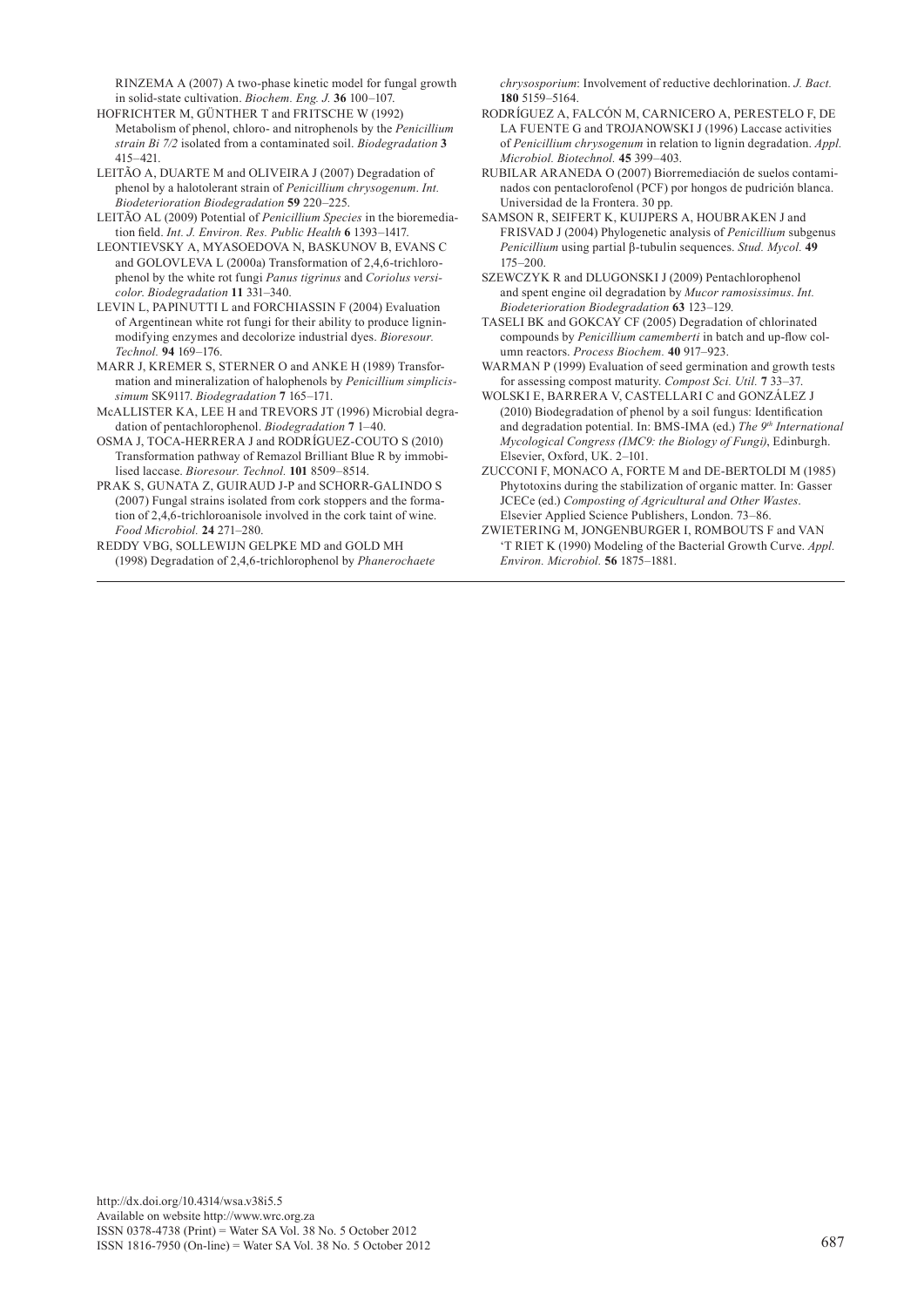RINZEMA A (2007) A two-phase kinetic model for fungal growth in solid-state cultivation. *Biochem. Eng. J.* **36** 100–107.

HOFRICHTER M, GÜNTHER T and FRITSCHE W (1992) Metabolism of phenol, chloro- and nitrophenols by the *Penicillium strain Bi 7/2* isolated from a contaminated soil. *Biodegradation* **3** 415–421.

LEITÃO A, DUARTE M and OLIVEIRA J (2007) Degradation of phenol by a halotolerant strain of *Penicillium chrysogenum*. *Int. Biodeterioration Biodegradation* **59** 220–225.

LEITÃO AL (2009) Potential of *Penicillium Species* in the bioremediation field. *Int. J. Environ. Res. Public Health* **6** 1393–1417.

LEONTIEVSKY A, MYASOEDOVA N, BASKUNOV B, EVANS C and GOLOVLEVA L (2000a) Transformation of 2,4,6-trichlorophenol by the white rot fungi *Panus tigrinus* and *Coriolus versicolor*. *Biodegradation* **11** 331–340.

LEVIN L, PAPINUTTI L and FORCHIASSIN F (2004) Evaluation of Argentinean white rot fungi for their ability to produce lignin-modifying enzymes and decolorize industrial dyes. *Bioresour. Technol.* **94** 169–176.

MARR J, KREMER S, STERNER O and ANKE H (1989) Transformation and mineralization of halophenols by *Penicillium simplicissimum* SK9117. *Biodegradation* **7** 165–171.

McALLISTER KA, LEE H and TREVORS JT (1996) Microbial degradation of pentachlorophenol. *Biodegradation* **7** 1–40.

OSMA J, TOCA-HERRERA J and RODRÍGUEZ-COUTO S (2010) Transformation pathway of Remazol Brilliant Blue R by immobilised laccase. *Bioresour. Technol.* **101** 8509–8514.

PRAK S, GUNATA Z, GUIRAUD J-P and SCHORR-GALINDO S (2007) Fungal strains isolated from cork stoppers and the formation of 2,4,6-trichloroanisole involved in the cork taint of wine. *Food Microbiol.* **24** 271–280.

REDDY VBG, SOLLEWIJN GELPKE MD and GOLD MH (1998) Degradation of 2,4,6-trichlorophenol by *Phanerochaete chrysosporium*: Involvement of reductive dechlorination. *J. Bact.* **180** 5159–5164.

RODRÍGUEZ A, FALCÓN M, CARNICERO A, PERESTELO F, DE LA FUENTE G and TROJANOWSKI J (1996) Laccase activities of *Penicillium chrysogenum* in relation to lignin degradation. *Appl. Microbiol. Biotechnol.* **45** 399–403.

RUBILAR ARANEDA O (2007) Biorremediación de suelos contaminados con pentaclorofenol (PCF) por hongos de pudrición blanca. Universidad de la Frontera. 30 pp.

SAMSON R, SEIFERT K, KUIJPERS A, HOUBRAKEN J and FRISVAD J (2004) Phylogenetic analysis of *Penicillium* subgenus *Penicillium* using partial β-tubulin sequences. *Stud. Mycol.* **49** 175–200.

SZEWCZYK R and DLUGONSKI J (2009) Pentachlorophenol and spent engine oil degradation by *Mucor ramosissimus*. *Int. Biodeterioration Biodegradation* **63** 123–129.

TASELI BK and GOKCAY CF (2005) Degradation of chlorinated compounds by *Penicillium camemberti* in batch and up-flow column reactors. *Process Biochem.* **40** 917–923.

WARMAN P (1999) Evaluation of seed germination and growth tests for assessing compost maturity. *Compost Sci. Util.* **7** 33–37.

WOLSKI E, BARRERA V, CASTELLARI C and GONZÁLEZ J (2010) Biodegradation of phenol by a soil fungus: Identification and degradation potential. In: BMS-IMA (ed.) *The 9th International Mycological Congress (IMC9: the Biology of Fungi)*, Edinburgh. Elsevier, Oxford, UK. 2–101.

ZUCCONI F, MONACO A, FORTE M and DE-BERTOLDI M (1985) Phytotoxins during the stabilization of organic matter. In: Gasser JCECe (ed.) *Composting of Agricultural and Other Wastes*. Elsevier Applied Science Publishers, London. 73–86.

ZWIETERING M, JONGENBURGER I, ROMBOUTS F and VAN 'T RIET K (1990) Modeling of the Bacterial Growth Curve. *Appl. Environ. Microbiol.* **56** 1875–1881.

http://dx.doi.org/10.4314/wsa.v38i5.5
Available on website http://www.wrc.org.za
ISSN 0378-4738 (Print) = Water SA Vol. 38 No. 5 October 2012
ISSN 1816-7950 (On-line) = Water SA Vol. 38 No. 5 October 2012